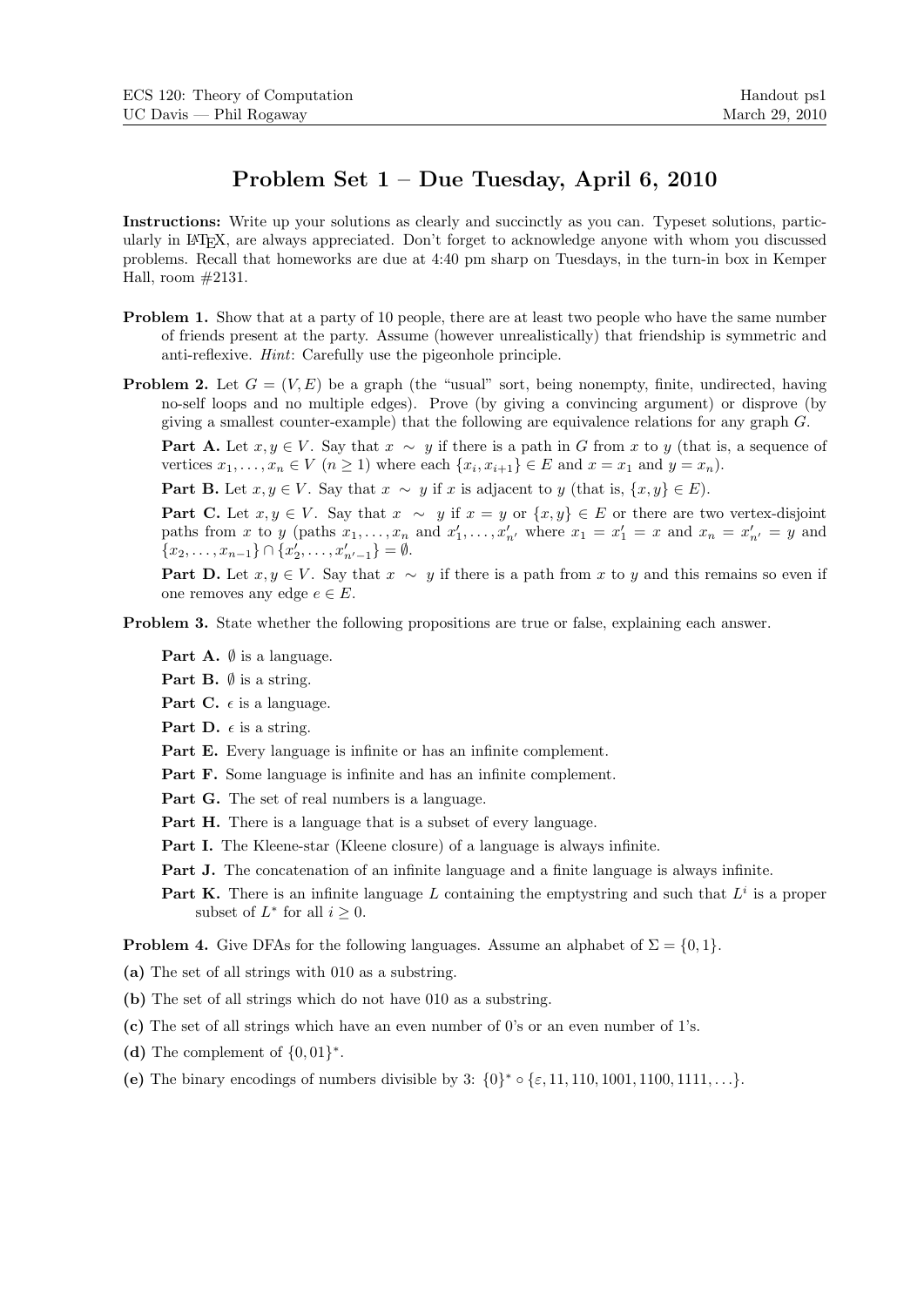ECS 120: Theory of Computation
UC Davis — Phil Rogaway

Handout ps1
March 29, 2010

# Problem Set 1 – Due Tuesday, April 6, 2010

**Instructions:** Write up your solutions as clearly and succinctly as you can. Typeset solutions, particularly in LaTeX, are always appreciated. Don't forget to acknowledge anyone with whom you discussed problems. Recall that homeworks are due at 4:40 pm sharp on Tuesdays, in the turn-in box in Kemper Hall, room #2131.

**Problem 1.** Show that at a party of 10 people, there are at least two people who have the same number of friends present at the party. Assume (however unrealistically) that friendship is symmetric and anti-reflexive. *Hint*: Carefully use the pigeonhole principle.

**Problem 2.** Let $G = (V, E)$ be a graph (the "usual" sort, being nonempty, finite, undirected, having no-self loops and no multiple edges). Prove (by giving a convincing argument) or disprove (by giving a smallest counter-example) that the following are equivalence relations for any graph $G$.

**Part A.** Let $x, y \in V$. Say that $x \sim y$ if there is a path in $G$ from $x$ to $y$ (that is, a sequence of vertices $x_1, \ldots, x_n \in V$ ($n \geq 1$) where each $\{x_i, x_{i+1}\} \in E$ and $x = x_1$ and $y = x_n$).

**Part B.** Let $x, y \in V$. Say that $x \sim y$ if $x$ is adjacent to $y$ (that is, $\{x, y\} \in E$).

**Part C.** Let $x, y \in V$. Say that $x \sim y$ if $x = y$ or $\{x, y\} \in E$ or there are two vertex-disjoint paths from $x$ to $y$ (paths $x_1, \ldots, x_n$ and $x'_1, \ldots, x'_{n'}$ where $x_1 = x'_1 = x$ and $x_n = x'_{n'} = y$ and $\{x_2, \ldots, x_{n-1}\} \cap \{x'_2, \ldots, x'_{n'-1}\} = \emptyset$.

**Part D.** Let $x, y \in V$. Say that $x \sim y$ if there is a path from $x$ to $y$ and this remains so even if one removes any edge $e \in E$.

**Problem 3.** State whether the following propositions are true or false, explaining each answer.

**Part A.** $\emptyset$ is a language.

**Part B.** $\emptyset$ is a string.

**Part C.** $\epsilon$ is a language.

**Part D.** $\epsilon$ is a string.

**Part E.** Every language is infinite or has an infinite complement.

**Part F.** Some language is infinite and has an infinite complement.

**Part G.** The set of real numbers is a language.

**Part H.** There is a language that is a subset of every language.

**Part I.** The Kleene-star (Kleene closure) of a language is always infinite.

**Part J.** The concatenation of an infinite language and a finite language is always infinite.

**Part K.** There is an infinite language $L$ containing the emptystring and such that $L^i$ is a proper subset of $L^*$ for all $i \geq 0$.

**Problem 4.** Give DFAs for the following languages. Assume an alphabet of $\Sigma = \{0, 1\}$.

**(a)** The set of all strings with 010 as a substring.

**(b)** The set of all strings which do not have 010 as a substring.

**(c)** The set of all strings which have an even number of 0's or an even number of 1's.

**(d)** The complement of $\{0, 01\}^*$.

**(e)** The binary encodings of numbers divisible by 3: $\{0\}^* \circ \{\varepsilon, 11, 110, 1001, 1100, 1111, \ldots\}$.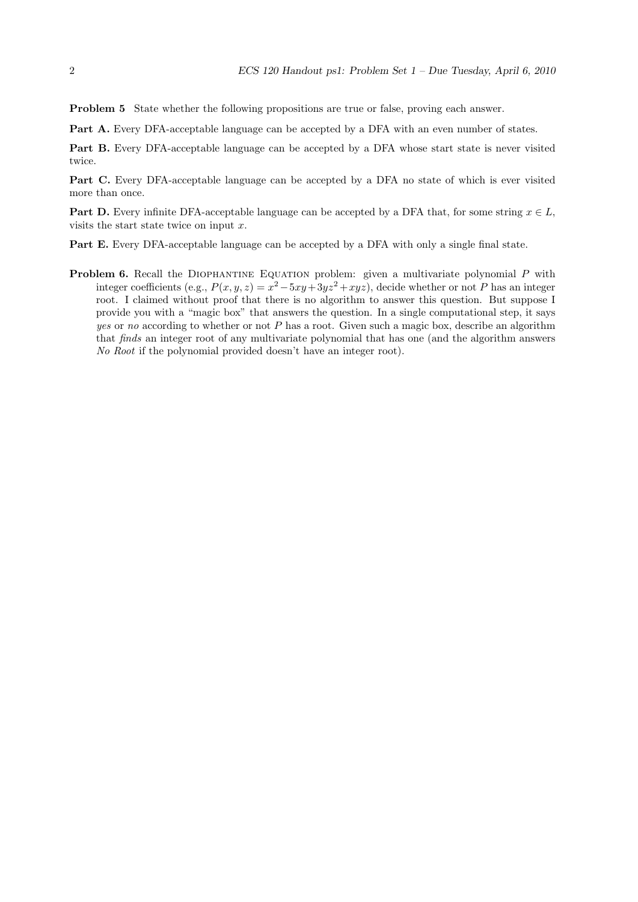**Problem 5** State whether the following propositions are true or false, proving each answer.

**Part A.** Every DFA-acceptable language can be accepted by a DFA with an even number of states.

**Part B.** Every DFA-acceptable language can be accepted by a DFA whose start state is never visited twice.

**Part C.** Every DFA-acceptable language can be accepted by a DFA no state of which is ever visited more than once.

**Part D.** Every infinite DFA-acceptable language can be accepted by a DFA that, for some string $x \in L$, visits the start state twice on input $x$.

**Part E.** Every DFA-acceptable language can be accepted by a DFA with only a single final state.

**Problem 6.** Recall the Diophantine Equation problem: given a multivariate polynomial $P$ with integer coefficients (e.g., $P(x, y, z) = x^2 - 5xy + 3yz^2 + xyz$), decide whether or not $P$ has an integer root. I claimed without proof that there is no algorithm to answer this question. But suppose I provide you with a "magic box" that answers the question. In a single computational step, it says *yes* or *no* according to whether or not $P$ has a root. Given such a magic box, describe an algorithm that *finds* an integer root of any multivariate polynomial that has one (and the algorithm answers *No Root* if the polynomial provided doesn't have an integer root).